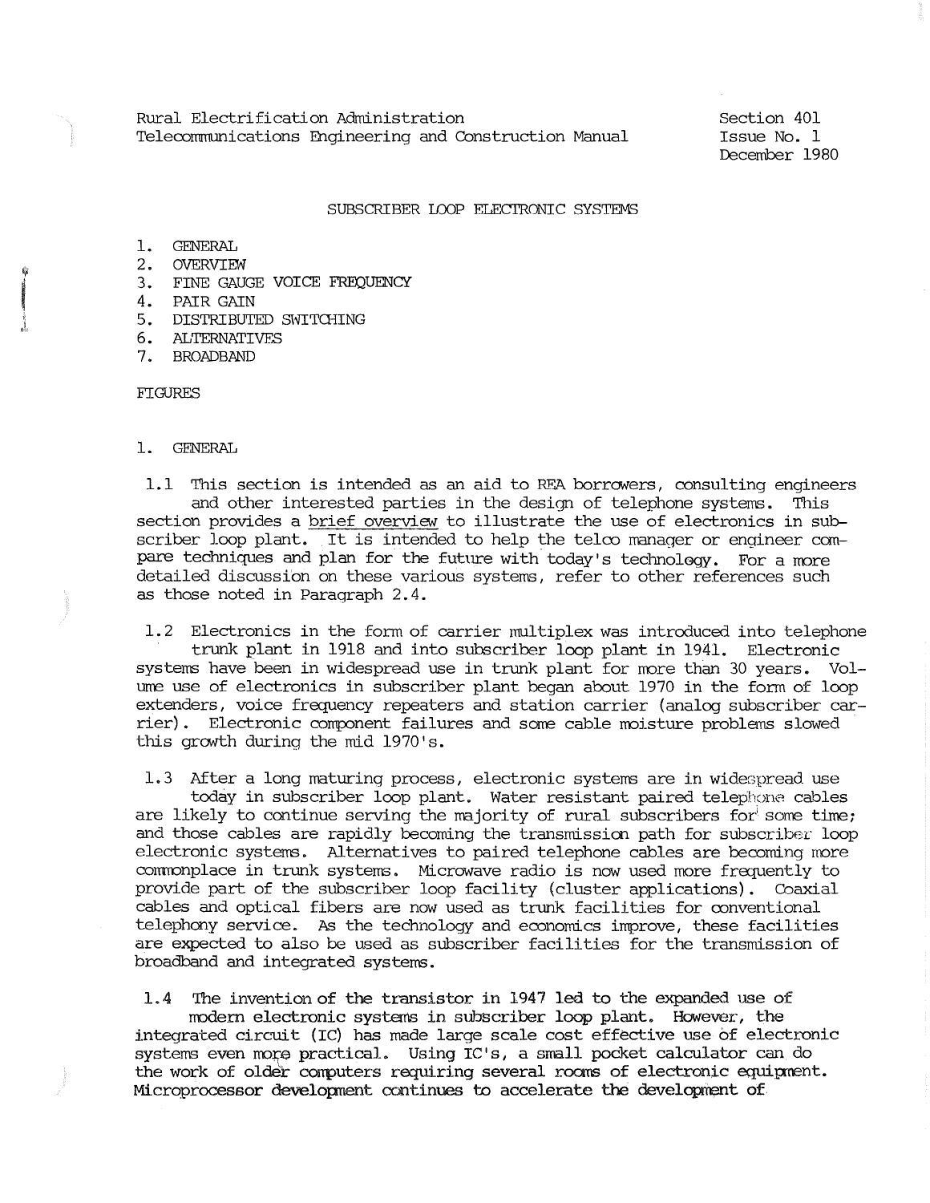Rural Electrification Administration
Telecommunications Engineering and Construction Manual

Section 401
Issue No. 1
December 1980

# SUBSCRIBER LOOP ELECTRONIC SYSTEMS

1. GENERAL
2. OVERVIEW
3. FINE GAUGE VOICE FREQUENCY
4. PAIR GAIN
5. DISTRIBUTED SWITCHING
6. ALTERNATIVES
7. BROADBAND

FIGURES

## 1. GENERAL

1.1 This section is intended as an aid to REA borrowers, consulting engineers and other interested parties in the design of telephone systems. This section provides a brief overview to illustrate the use of electronics in subscriber loop plant. It is intended to help the telco manager or engineer compare techniques and plan for the future with today's technology. For a more detailed discussion on these various systems, refer to other references such as those noted in Paragraph 2.4.

1.2 Electronics in the form of carrier multiplex was introduced into telephone trunk plant in 1918 and into subscriber loop plant in 1941. Electronic systems have been in widespread use in trunk plant for more than 30 years. Volume use of electronics in subscriber plant began about 1970 in the form of loop extenders, voice frequency repeaters and station carrier (analog subscriber carrier). Electronic component failures and some cable moisture problems slowed this growth during the mid 1970's.

1.3 After a long maturing process, electronic systems are in widespread use today in subscriber loop plant. Water resistant paired telephone cables are likely to continue serving the majority of rural subscribers for some time; and those cables are rapidly becoming the transmission path for subscriber loop electronic systems. Alternatives to paired telephone cables are becoming more commonplace in trunk systems. Microwave radio is now used more frequently to provide part of the subscriber loop facility (cluster applications). Coaxial cables and optical fibers are now used as trunk facilities for conventional telephony service. As the technology and economics improve, these facilities are expected to also be used as subscriber facilities for the transmission of broadband and integrated systems.

1.4 The invention of the transistor in 1947 led to the expanded use of modern electronic systems in subscriber loop plant. However, the integrated circuit (IC) has made large scale cost effective use of electronic systems even more practical. Using IC's, a small pocket calculator can do the work of older computers requiring several rooms of electronic equipment. Microprocessor development continues to accelerate the development of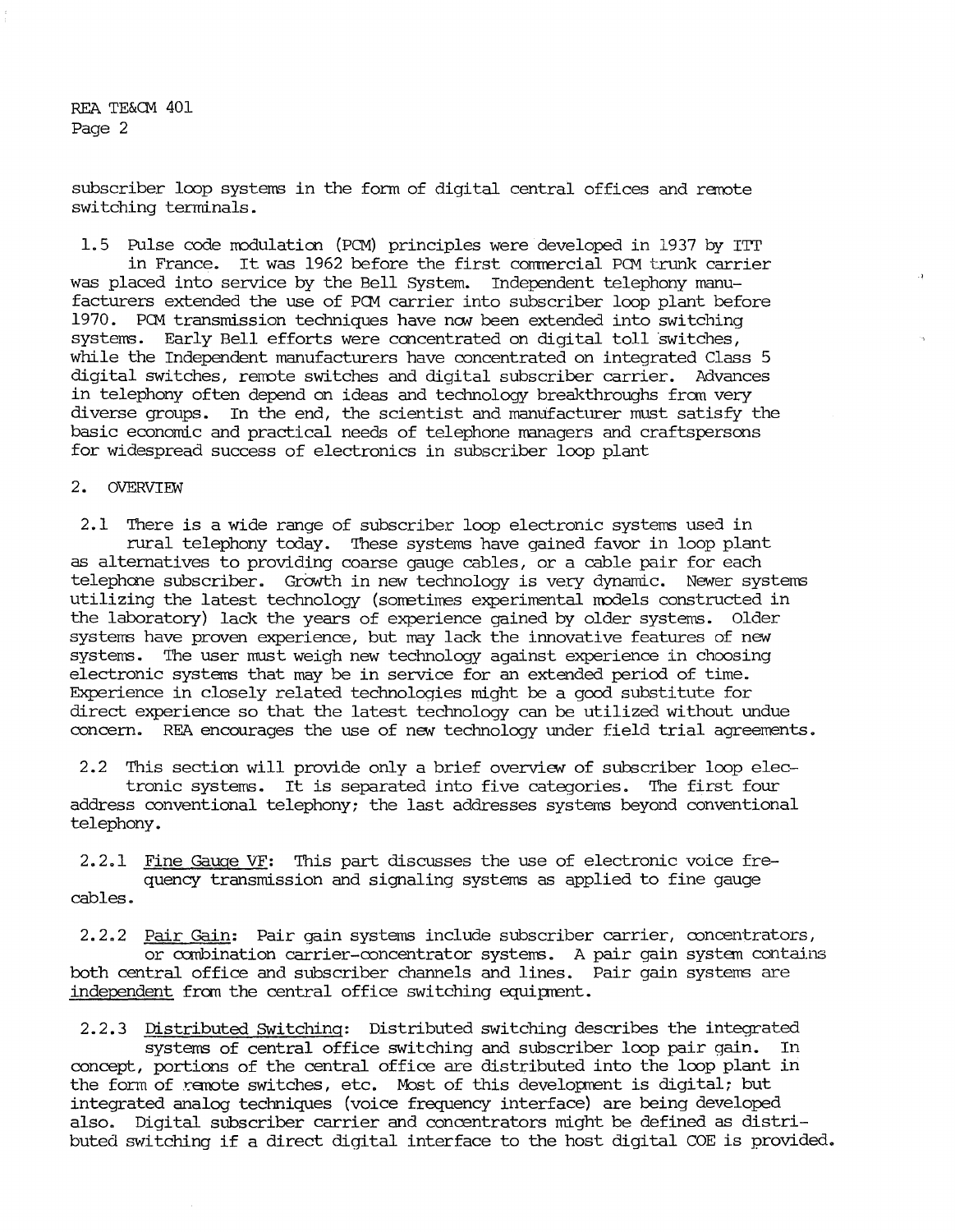subscriber loop systems in the form of digital central offices and remote switching terminals.

1.5 Pulse code modulation (PCM) principles were developed in 1937 by ITT in France. It was 1962 before the first commercial PCM trunk carrier was placed into service by the Bell System. Independent telephony manufacturers extended the use of PCM carrier into subscriber loop plant before 1970. PCM transmission techniques have now been extended into switching systems. Early Bell efforts were concentrated on digital toll switches, while the Independent manufacturers have concentrated on integrated Class 5 digital switches, remote switches and digital subscriber carrier. Advances in telephony often depend on ideas and technology breakthroughs from very diverse groups. In the end, the scientist and manufacturer must satisfy the basic economic and practical needs of telephone managers and craftspersons for widespread success of electronics in subscriber loop plant

## 2. OVERVIEW

2.1 There is a wide range of subscriber loop electronic systems used in rural telephony today. These systems have gained favor in loop plant as alternatives to providing coarse gauge cables, or a cable pair for each telephone subscriber. Growth in new technology is very dynamic. Newer systems utilizing the latest technology (sometimes experimental models constructed in the laboratory) lack the years of experience gained by older systems. Older systems have proven experience, but may lack the innovative features of new systems. The user must weigh new technology against experience in choosing electronic systems that may be in service for an extended period of time. Experience in closely related technologies might be a good substitute for direct experience so that the latest technology can be utilized without undue concern. REA encourages the use of new technology under field trial agreements.

2.2 This section will provide only a brief overview of subscriber loop electronic systems. It is separated into five categories. The first four address conventional telephony; the last addresses systems beyond conventional telephony.

2.2.1 Fine Gauge VF: This part discusses the use of electronic voice frequency transmission and signaling systems as applied to fine gauge cables.

2.2.2 Pair Gain: Pair gain systems include subscriber carrier, concentrators, or combination carrier-concentrator systems. A pair gain system contains both central office and subscriber channels and lines. Pair gain systems are independent from the central office switching equipment.

2.2.3 Distributed Switching: Distributed switching describes the integrated systems of central office switching and subscriber loop pair gain. In concept, portions of the central office are distributed into the loop plant in the form of remote switches, etc. Most of this development is digital; but integrated analog techniques (voice frequency interface) are being developed also. Digital subscriber carrier and concentrators might be defined as distributed switching if a direct digital interface to the host digital COE is provided.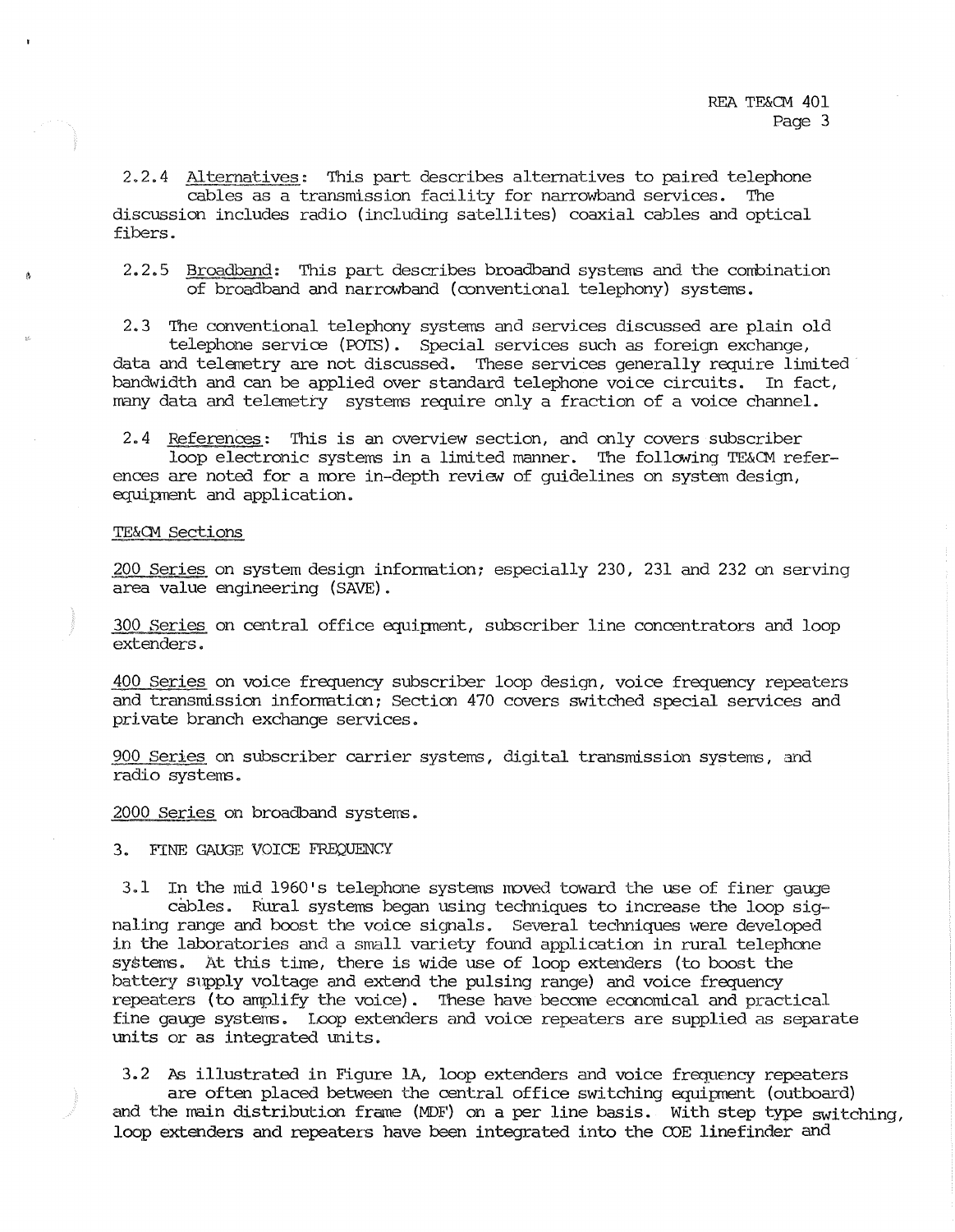2.2.4 Alternatives: This part describes alternatives to paired telephone cables as a transmission facility for narrowband services. The discussion includes radio (including satellites) coaxial cables and optical fibers.

2.2.5 Broadband: This part describes broadband systems and the combination of broadband and narrowband (conventional telephony) systems.

2.3 The conventional telephony systems and services discussed are plain old telephone service (POTS). Special services such as foreign exchange, data and telemetry are not discussed. These services generally require limited bandwidth and can be applied over standard telephone voice circuits. In fact, many data and telemetry systems require only a fraction of a voice channel.

2.4 References: This is an overview section, and only covers subscriber loop electronic systems in a limited manner. The following TE&CM references are noted for a more in-depth review of guidelines on system design, equipment and application.

TE&CM Sections

200 Series on system design information; especially 230, 231 and 232 on serving area value engineering (SAVE).

300 Series on central office equipment, subscriber line concentrators and loop extenders.

400 Series on voice frequency subscriber loop design, voice frequency repeaters and transmission information; Section 470 covers switched special services and private branch exchange services.

900 Series on subscriber carrier systems, digital transmission systems, and radio systems.

2000 Series on broadband systems.

## 3. FINE GAUGE VOICE FREQUENCY

3.1 In the mid 1960's telephone systems moved toward the use of finer gauge cables. Rural systems began using techniques to increase the loop signaling range and boost the voice signals. Several techniques were developed in the laboratories and a small variety found application in rural telephone systems. At this time, there is wide use of loop extenders (to boost the battery supply voltage and extend the pulsing range) and voice frequency repeaters (to amplify the voice). These have become economical and practical fine gauge systems. Loop extenders and voice repeaters are supplied as separate units or as integrated units.

3.2 As illustrated in Figure 1A, loop extenders and voice frequency repeaters are often placed between the central office switching equipment (outboard) and the main distribution frame (MDF) on a per line basis. With step type switching, loop extenders and repeaters have been integrated into the COE linefinder and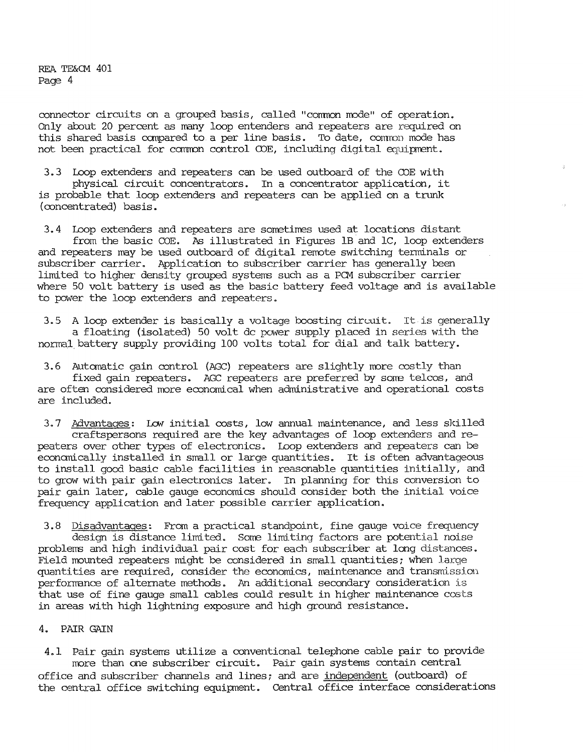connector circuits on a grouped basis, called "common mode" of operation. Only about 20 percent as many loop entenders and repeaters are required on this shared basis compared to a per line basis. To date, common mode has not been practical for common control COE, including digital equipment.

3.3 Loop extenders and repeaters can be used outboard of the COE with physical circuit concentrators. In a concentrator application, it is probable that loop extenders and repeaters can be applied on a trunk (concentrated) basis.

3.4 Loop extenders and repeaters are sometimes used at locations distant from the basic COE. As illustrated in Figures 1B and 1C, loop extenders and repeaters may be used outboard of digital remote switching terminals or subscriber carrier. Application to subscriber carrier has generally been limited to higher density grouped systems such as a PCM subscriber carrier where 50 volt battery is used as the basic battery feed voltage and is available to power the loop extenders and repeaters.

3.5 A loop extender is basically a voltage boosting circuit. It is generally a floating (isolated) 50 volt dc power supply placed in series with the normal battery supply providing 100 volts total for dial and talk battery.

3.6 Automatic gain control (AGC) repeaters are slightly more costly than fixed gain repeaters. AGC repeaters are preferred by some telcos, and are often considered more economical when administrative and operational costs are included.

3.7 Advantages: Low initial costs, low annual maintenance, and less skilled craftspersons required are the key advantages of loop extenders and repeaters over other types of electronics. Loop extenders and repeaters can be economically installed in small or large quantities. It is often advantageous to install good basic cable facilities in reasonable quantities initially, and to grow with pair gain electronics later. In planning for this conversion to pair gain later, cable gauge economics should consider both the initial voice frequency application and later possible carrier application.

3.8 Disadvantages: From a practical standpoint, fine gauge voice frequency design is distance limited. Some limiting factors are potential noise problems and high individual pair cost for each subscriber at long distances. Field mounted repeaters might be considered in small quantities; when large quantities are required, consider the economics, maintenance and transmission performance of alternate methods. An additional secondary consideration is that use of fine gauge small cables could result in higher maintenance costs in areas with high lightning exposure and high ground resistance.

## 4. PAIR GAIN

4.1 Pair gain systems utilize a conventional telephone cable pair to provide more than one subscriber circuit. Pair gain systems contain central office and subscriber channels and lines; and are independent (outboard) of the central office switching equipment. Central office interface considerations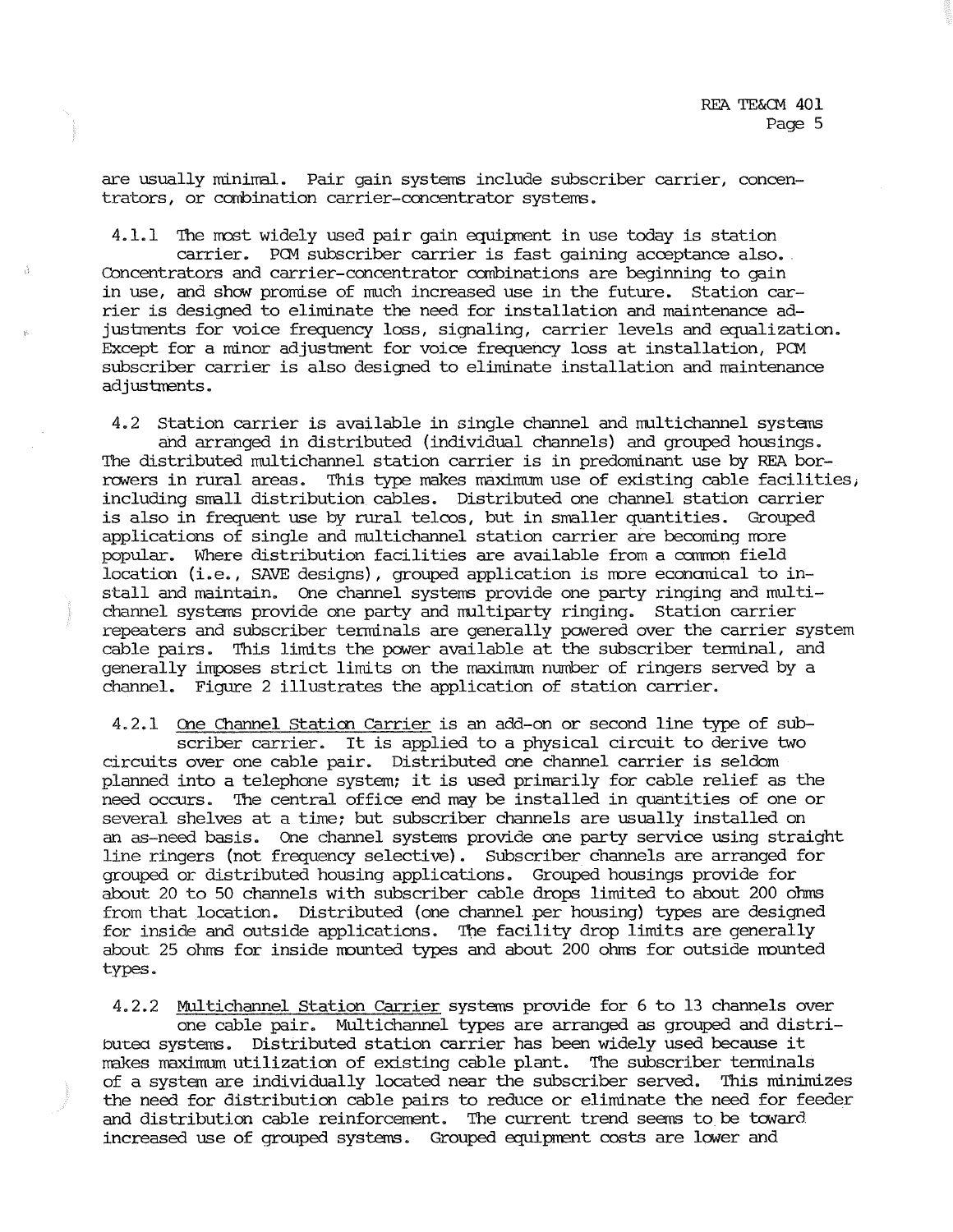are usually minimal. Pair gain systems include subscriber carrier, concentrators, or combination carrier-concentrator systems.

4.1.1 The most widely used pair gain equipment in use today is station carrier. PCM subscriber carrier is fast gaining acceptance also. Concentrators and carrier-concentrator combinations are beginning to gain in use, and show promise of much increased use in the future. Station carrier is designed to eliminate the need for installation and maintenance adjustments for voice frequency loss, signaling, carrier levels and equalization. Except for a minor adjustment for voice frequency loss at installation, PCM subscriber carrier is also designed to eliminate installation and maintenance adjustments.

4.2 Station carrier is available in single channel and multichannel systems and arranged in distributed (individual channels) and grouped housings. The distributed multichannel station carrier is in predominant use by REA borrowers in rural areas. This type makes maximum use of existing cable facilities, including small distribution cables. Distributed one channel station carrier is also in frequent use by rural telcos, but in smaller quantities. Grouped applications of single and multichannel station carrier are becoming more popular. Where distribution facilities are available from a common field location (i.e., SAVE designs), grouped application is more economical to install and maintain. One channel systems provide one party ringing and multichannel systems provide one party and multiparty ringing. Station carrier repeaters and subscriber terminals are generally powered over the carrier system cable pairs. This limits the power available at the subscriber terminal, and generally imposes strict limits on the maximum number of ringers served by a channel. Figure 2 illustrates the application of station carrier.

4.2.1 One Channel Station Carrier is an add-on or second line type of subscriber carrier. It is applied to a physical circuit to derive two circuits over one cable pair. Distributed one channel carrier is seldom planned into a telephone system; it is used primarily for cable relief as the need occurs. The central office end may be installed in quantities of one or several shelves at a time; but subscriber channels are usually installed on an as-need basis. One channel systems provide one party service using straight line ringers (not frequency selective). Subscriber channels are arranged for grouped or distributed housing applications. Grouped housings provide for about 20 to 50 channels with subscriber cable drops limited to about 200 ohms from that location. Distributed (one channel per housing) types are designed for inside and outside applications. The facility drop limits are generally about 25 ohms for inside mounted types and about 200 ohms for outside mounted types.

4.2.2 Multichannel Station Carrier systems provide for 6 to 13 channels over one cable pair. Multichannel types are arranged as grouped and distributed systems. Distributed station carrier has been widely used because it makes maximum utilization of existing cable plant. The subscriber terminals of a system are individually located near the subscriber served. This minimizes the need for distribution cable pairs to reduce or eliminate the need for feeder and distribution cable reinforcement. The current trend seems to be toward increased use of grouped systems. Grouped equipment costs are lower and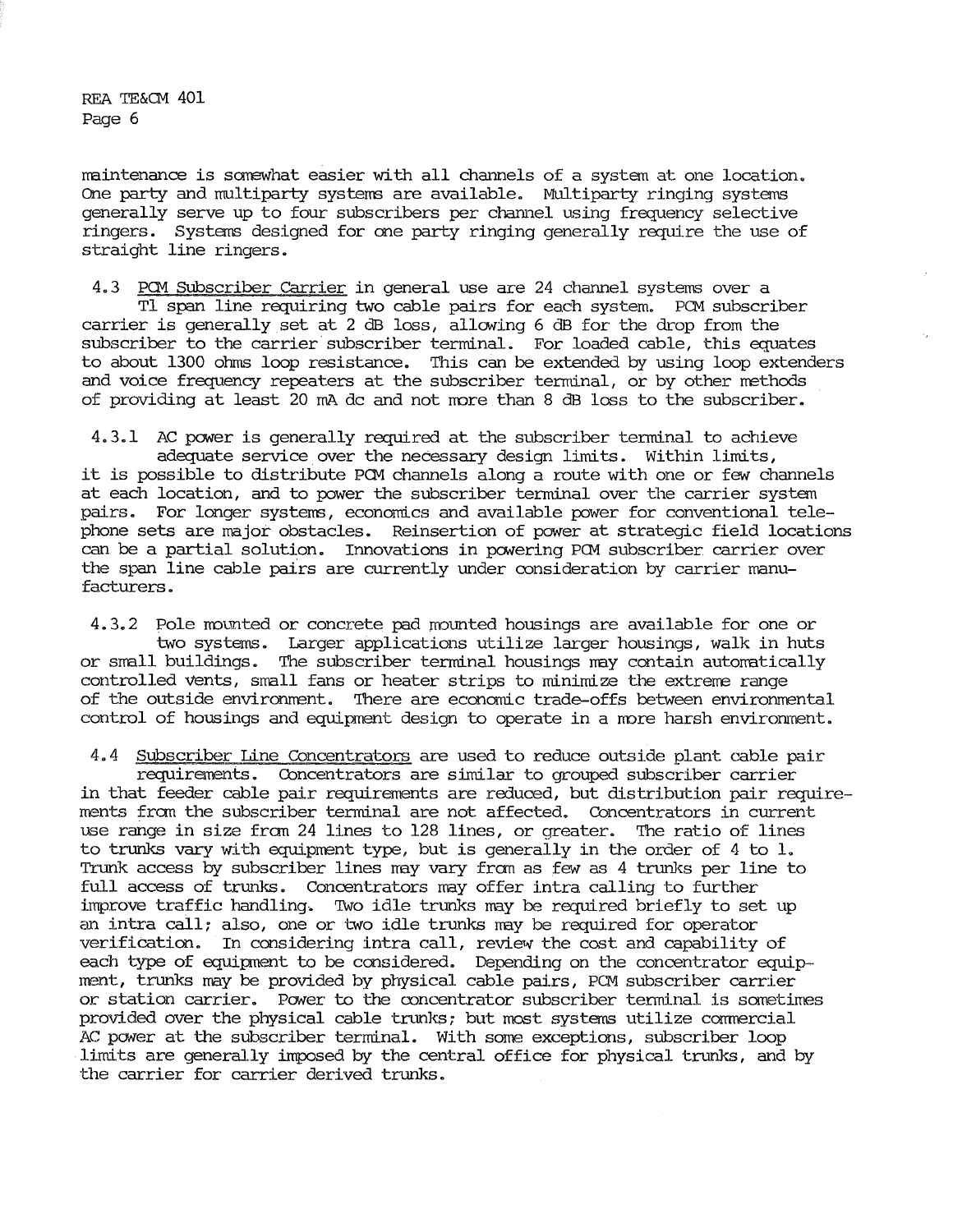maintenance is somewhat easier with all channels of a system at one location. One party and multiparty systems are available. Multiparty ringing systems generally serve up to four subscribers per channel using frequency selective ringers. Systems designed for one party ringing generally require the use of straight line ringers.

4.3 PCM Subscriber Carrier in general use are 24 channel systems over a T1 span line requiring two cable pairs for each system. PCM subscriber carrier is generally set at 2 dB loss, allowing 6 dB for the drop from the subscriber to the carrier subscriber terminal. For loaded cable, this equates to about 1300 ohms loop resistance. This can be extended by using loop extenders and voice frequency repeaters at the subscriber terminal, or by other methods of providing at least 20 mA dc and not more than 8 dB loss to the subscriber.

4.3.1 AC power is generally required at the subscriber terminal to achieve adequate service over the necessary design limits. Within limits, it is possible to distribute PCM channels along a route with one or few channels at each location, and to power the subscriber terminal over the carrier system pairs. For longer systems, economics and available power for conventional telephone sets are major obstacles. Reinsertion of power at strategic field locations can be a partial solution. Innovations in powering PCM subscriber carrier over the span line cable pairs are currently under consideration by carrier manufacturers.

4.3.2 Pole mounted or concrete pad mounted housings are available for one or two systems. Larger applications utilize larger housings, walk in huts or small buildings. The subscriber terminal housings may contain automatically controlled vents, small fans or heater strips to minimize the extreme range of the outside environment. There are economic trade-offs between environmental control of housings and equipment design to operate in a more harsh environment.

4.4 Subscriber Line Concentrators are used to reduce outside plant cable pair requirements. Concentrators are similar to grouped subscriber carrier in that feeder cable pair requirements are reduced, but distribution pair requirements from the subscriber terminal are not affected. Concentrators in current use range in size from 24 lines to 128 lines, or greater. The ratio of lines to trunks vary with equipment type, but is generally in the order of 4 to 1. Trunk access by subscriber lines may vary from as few as 4 trunks per line to full access of trunks. Concentrators may offer intra calling to further improve traffic handling. Two idle trunks may be required briefly to set up an intra call; also, one or two idle trunks may be required for operator verification. In considering intra call, review the cost and capability of each type of equipment to be considered. Depending on the concentrator equipment, trunks may be provided by physical cable pairs, PCM subscriber carrier or station carrier. Power to the concentrator subscriber terminal is sometimes provided over the physical cable trunks; but most systems utilize commercial AC power at the subscriber terminal. With some exceptions, subscriber loop limits are generally imposed by the central office for physical trunks, and by the carrier for carrier derived trunks.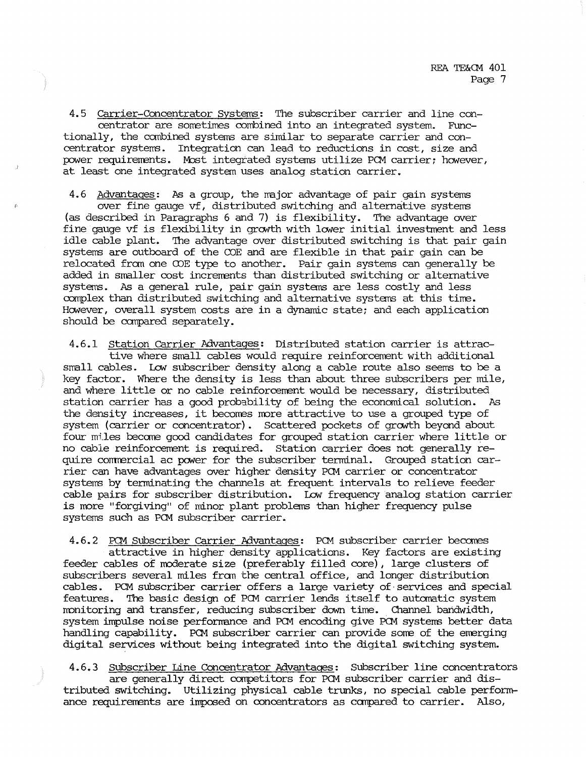4.5 Carrier-Concentrator Systems: The subscriber carrier and line concentrator are sometimes combined into an integrated system. Functionally, the combined systems are similar to separate carrier and concentrator systems. Integration can lead to reductions in cost, size and power requirements. Most integrated systems utilize PCM carrier; however, at least one integrated system uses analog station carrier.

4.6 Advantages: As a group, the major advantage of pair gain systems over fine gauge vf, distributed switching and alternative systems (as described in Paragraphs 6 and 7) is flexibility. The advantage over fine gauge vf is flexibility in growth with lower initial investment and less idle cable plant. The advantage over distributed switching is that pair gain systems are outboard of the COE and are flexible in that pair gain can be relocated from one COE type to another. Pair gain systems can generally be added in smaller cost increments than distributed switching or alternative systems. As a general rule, pair gain systems are less costly and less complex than distributed switching and alternative systems at this time. However, overall system costs are in a dynamic state; and each application should be compared separately.

4.6.1 Station Carrier Advantages: Distributed station carrier is attractive where small cables would require reinforcement with additional small cables. Low subscriber density along a cable route also seems to be a key factor. Where the density is less than about three subscribers per mile, and where little or no cable reinforcement would be necessary, distributed station carrier has a good probability of being the economical solution. As the density increases, it becomes more attractive to use a grouped type of system (carrier or concentrator). Scattered pockets of growth beyond about four miles become good candidates for grouped station carrier where little or no cable reinforcement is required. Station carrier does not generally require commercial ac power for the subscriber terminal. Grouped station carrier can have advantages over higher density PCM carrier or concentrator systems by terminating the channels at frequent intervals to relieve feeder cable pairs for subscriber distribution. Low frequency analog station carrier is more "forgiving" of minor plant problems than higher frequency pulse systems such as PCM subscriber carrier.

4.6.2 PCM Subscriber Carrier Advantages: PCM subscriber carrier becomes attractive in higher density applications. Key factors are existing feeder cables of moderate size (preferably filled core), large clusters of subscribers several miles from the central office, and longer distribution cables. PCM subscriber carrier offers a large variety of services and special features. The basic design of PCM carrier lends itself to automatic system monitoring and transfer, reducing subscriber down time. Channel bandwidth, system impulse noise performance and PCM encoding give PCM systems better data handling capability. PCM subscriber carrier can provide some of the emerging digital services without being integrated into the digital switching system.

4.6.3 Subscriber Line Concentrator Advantages: Subscriber line concentrators are generally direct competitors for PCM subscriber carrier and distributed switching. Utilizing physical cable trunks, no special cable performance requirements are imposed on concentrators as compared to carrier. Also,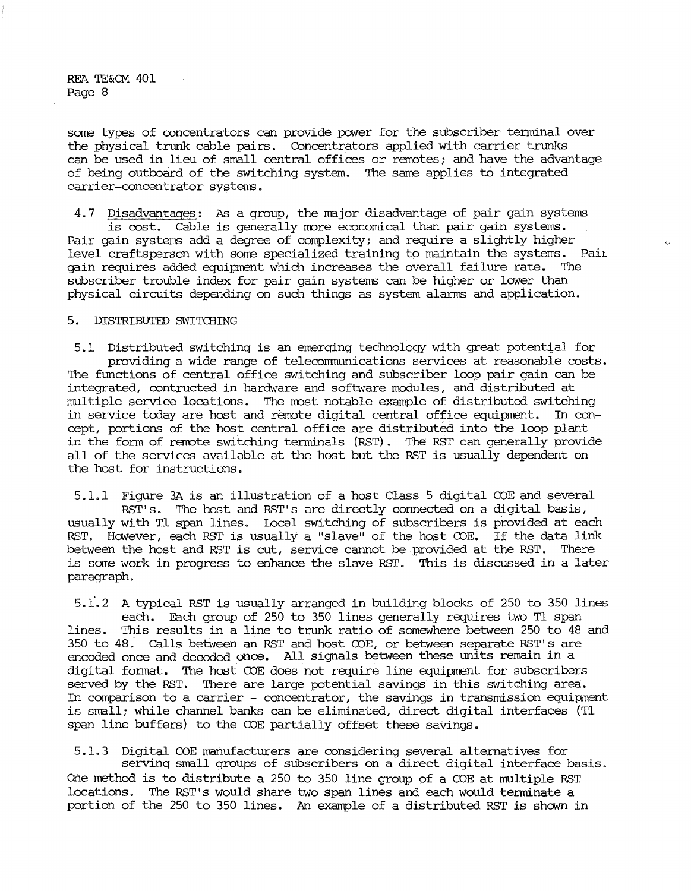some types of concentrators can provide power for the subscriber terminal over the physical trunk cable pairs. Concentrators applied with carrier trunks can be used in lieu of small central offices or remotes; and have the advantage of being outboard of the switching system. The same applies to integrated carrier-concentrator systems.

4.7 Disadvantages: As a group, the major disadvantage of pair gain systems is cost. Cable is generally more economical than pair gain systems. Pair gain systems add a degree of complexity; and require a slightly higher level craftsperson with some specialized training to maintain the systems. Pair gain requires added equipment which increases the overall failure rate. The subscriber trouble index for pair gain systems can be higher or lower than physical circuits depending on such things as system alarms and application.

## 5. DISTRIBUTED SWITCHING

5.1 Distributed switching is an emerging technology with great potential for providing a wide range of telecommunications services at reasonable costs. The functions of central office switching and subscriber loop pair gain can be integrated, contructed in hardware and software modules, and distributed at multiple service locations. The most notable example of distributed switching in service today are host and remote digital central office equipment. In concept, portions of the host central office are distributed into the loop plant in the form of remote switching terminals (RST). The RST can generally provide all of the services available at the host but the RST is usually dependent on the host for instructions.

5.1.1 Figure 3A is an illustration of a host Class 5 digital COE and several RST's. The host and RST's are directly connected on a digital basis, usually with T1 span lines. Local switching of subscribers is provided at each RST. However, each RST is usually a "slave" of the host COE. If the data link between the host and RST is cut, service cannot be provided at the RST. There is some work in progress to enhance the slave RST. This is discussed in a later paragraph.

5.1.2 A typical RST is usually arranged in building blocks of 250 to 350 lines each. Each group of 250 to 350 lines generally requires two T1 span lines. This results in a line to trunk ratio of somewhere between 250 to 48 and 350 to 48. Calls between an RST and host COE, or between separate RST's are encoded once and decoded once. All signals between these units remain in a digital format. The host COE does not require line equipment for subscribers served by the RST. There are large potential savings in this switching area. In comparison to a carrier - concentrator, the savings in transmission equipment is small; while channel banks can be eliminated, direct digital interfaces (T1 span line buffers) to the COE partially offset these savings.

5.1.3 Digital COE manufacturers are considering several alternatives for serving small groups of subscribers on a direct digital interface basis. One method is to distribute a 250 to 350 line group of a COE at multiple RST locations. The RST's would share two span lines and each would terminate a portion of the 250 to 350 lines. An example of a distributed RST is shown in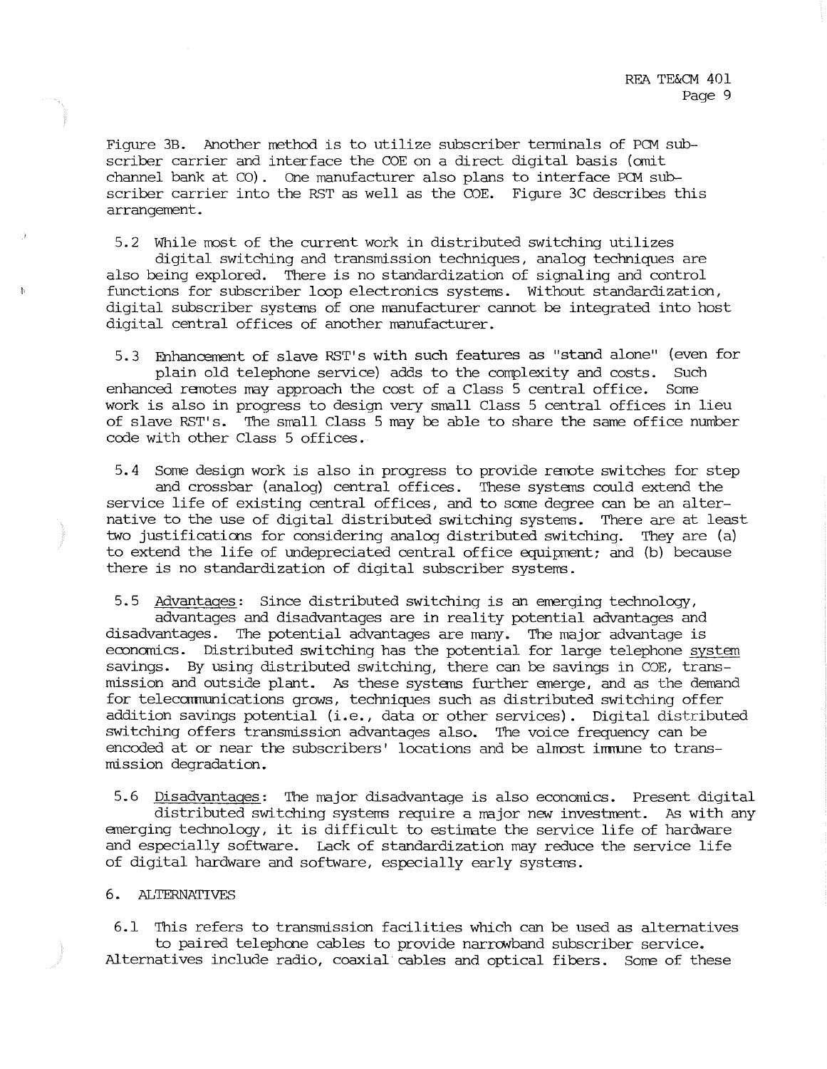Figure 3B. Another method is to utilize subscriber terminals of PCM subscriber carrier and interface the COE on a direct digital basis (omit channel bank at CO). One manufacturer also plans to interface PCM subscriber carrier into the RST as well as the COE. Figure 3C describes this arrangement.

5.2 While most of the current work in distributed switching utilizes digital switching and transmission techniques, analog techniques are also being explored. There is no standardization of signaling and control functions for subscriber loop electronics systems. Without standardization, digital subscriber systems of one manufacturer cannot be integrated into host digital central offices of another manufacturer.

5.3 Enhancement of slave RST's with such features as "stand alone" (even for plain old telephone service) adds to the complexity and costs. Such enhanced remotes may approach the cost of a Class 5 central office. Some work is also in progress to design very small Class 5 central offices in lieu of slave RST's. The small Class 5 may be able to share the same office number code with other Class 5 offices.

5.4 Some design work is also in progress to provide remote switches for step and crossbar (analog) central offices. These systems could extend the service life of existing central offices, and to some degree can be an alternative to the use of digital distributed switching systems. There are at least two justifications for considering analog distributed switching. They are (a) to extend the life of undepreciated central office equipment; and (b) because there is no standardization of digital subscriber systems.

5.5 Advantages: Since distributed switching is an emerging technology, advantages and disadvantages are in reality potential advantages and disadvantages. The potential advantages are many. The major advantage is economics. Distributed switching has the potential for large telephone system savings. By using distributed switching, there can be savings in COE, transmission and outside plant. As these systems further emerge, and as the demand for telecommunications grows, techniques such as distributed switching offer addition savings potential (i.e., data or other services). Digital distributed switching offers transmission advantages also. The voice frequency can be encoded at or near the subscribers' locations and be almost immune to transmission degradation.

5.6 Disadvantages: The major disadvantage is also economics. Present digital distributed switching systems require a major new investment. As with any emerging technology, it is difficult to estimate the service life of hardware and especially software. Lack of standardization may reduce the service life of digital hardware and software, especially early systems.

## 6. ALTERNATIVES

6.1 This refers to transmission facilities which can be used as alternatives to paired telephone cables to provide narrowband subscriber service. Alternatives include radio, coaxial cables and optical fibers. Some of these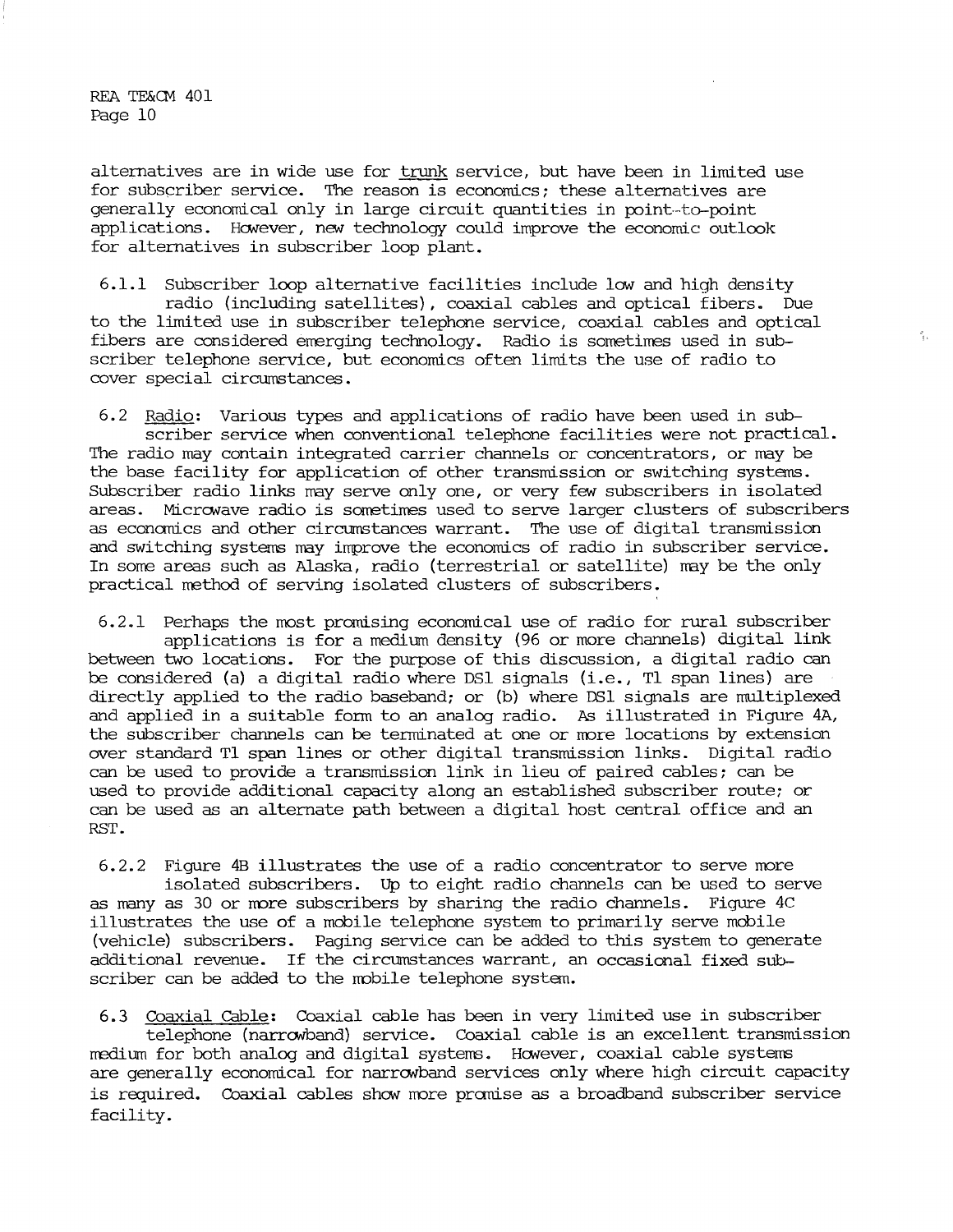alternatives are in wide use for <u>trunk</u> service, but have been in limited use for subscriber service. The reason is economics; these alternatives are generally economical only in large circuit quantities in point-to-point applications. However, new technology could improve the economic outlook for alternatives in subscriber loop plant.

6.1.1 Subscriber loop alternative facilities include low and high density radio (including satellites), coaxial cables and optical fibers. Due to the limited use in subscriber telephone service, coaxial cables and optical fibers are considered emerging technology. Radio is sometimes used in subscriber telephone service, but economics often limits the use of radio to cover special circumstances.

6.2 <u>Radio</u>: Various types and applications of radio have been used in subscriber service when conventional telephone facilities were not practical. The radio may contain integrated carrier channels or concentrators, or may be the base facility for application of other transmission or switching systems. Subscriber radio links may serve only one, or very few subscribers in isolated areas. Microwave radio is sometimes used to serve larger clusters of subscribers as economics and other circumstances warrant. The use of digital transmission and switching systems may improve the economics of radio in subscriber service. In some areas such as Alaska, radio (terrestrial or satellite) may be the only practical method of serving isolated clusters of subscribers.

6.2.1 Perhaps the most promising economical use of radio for rural subscriber applications is for a medium density (96 or more channels) digital link between two locations. For the purpose of this discussion, a digital radio can be considered (a) a digital radio where DS1 signals (i.e., T1 span lines) are directly applied to the radio baseband; or (b) where DS1 signals are multiplexed and applied in a suitable form to an analog radio. As illustrated in Figure 4A, the subscriber channels can be terminated at one or more locations by extension over standard T1 span lines or other digital transmission links. Digital radio can be used to provide a transmission link in lieu of paired cables; can be used to provide additional capacity along an established subscriber route; or can be used as an alternate path between a digital host central office and an RST.

6.2.2 Figure 4B illustrates the use of a radio concentrator to serve more isolated subscribers. Up to eight radio channels can be used to serve as many as 30 or more subscribers by sharing the radio channels. Figure 4C illustrates the use of a mobile telephone system to primarily serve mobile (vehicle) subscribers. Paging service can be added to this system to generate additional revenue. If the circumstances warrant, an occasional fixed subscriber can be added to the mobile telephone system.

6.3 <u>Coaxial Cable</u>: Coaxial cable has been in very limited use in subscriber telephone (narrowband) service. Coaxial cable is an excellent transmission medium for both analog and digital systems. However, coaxial cable systems are generally economical for narrowband services only where high circuit capacity is required. Coaxial cables show more promise as a broadband subscriber service facility.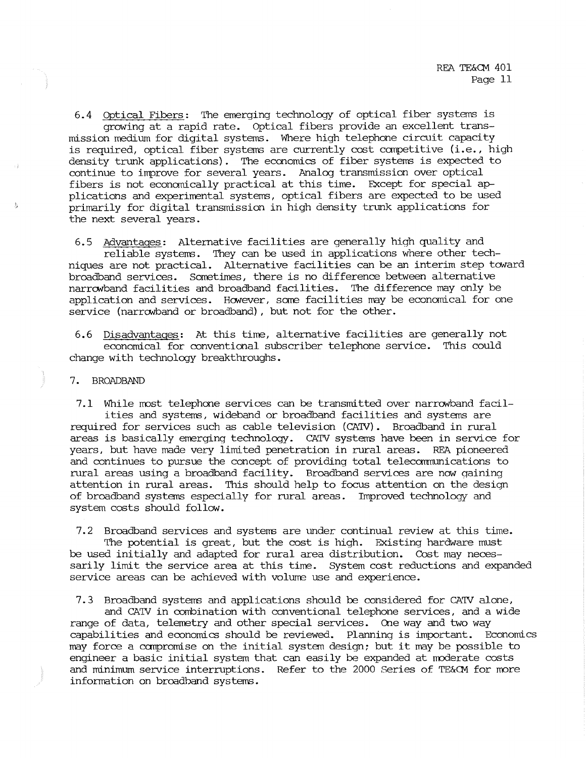6.4 Optical Fibers: The emerging technology of optical fiber systems is growing at a rapid rate. Optical fibers provide an excellent transmission medium for digital systems. Where high telephone circuit capacity is required, optical fiber systems are currently cost competitive (i.e., high density trunk applications). The economics of fiber systems is expected to continue to improve for several years. Analog transmission over optical fibers is not economically practical at this time. Except for special applications and experimental systems, optical fibers are expected to be used primarily for digital transmission in high density trunk applications for the next several years.

6.5 Advantages: Alternative facilities are generally high quality and reliable systems. They can be used in applications where other techniques are not practical. Alternative facilities can be an interim step toward broadband services. Sometimes, there is no difference between alternative narrowband facilities and broadband facilities. The difference may only be application and services. However, some facilities may be economical for one service (narrowband or broadband), but not for the other.

6.6 Disadvantages: At this time, alternative facilities are generally not economical for conventional subscriber telephone service. This could change with technology breakthroughs.

## 7. BROADBAND

7.1 While most telephone services can be transmitted over narrowband facilities and systems, wideband or broadband facilities and systems are required for services such as cable television (CATV). Broadband in rural areas is basically emerging technology. CATV systems have been in service for years, but have made very limited penetration in rural areas. REA pioneered and continues to pursue the concept of providing total telecommunications to rural areas using a broadband facility. Broadband services are now gaining attention in rural areas. This should help to focus attention on the design of broadband systems especially for rural areas. Improved technology and system costs should follow.

7.2 Broadband services and systems are under continual review at this time. The potential is great, but the cost is high. Existing hardware must be used initially and adapted for rural area distribution. Cost may necessarily limit the service area at this time. System cost reductions and expanded service areas can be achieved with volume use and experience.

7.3 Broadband systems and applications should be considered for CATV alone, and CATV in combination with conventional telephone services, and a wide range of data, telemetry and other special services. One way and two way capabilities and economics should be reviewed. Planning is important. Economics may force a compromise on the initial system design; but it may be possible to engineer a basic initial system that can easily be expanded at moderate costs and minimum service interruptions. Refer to the 2000 Series of TE&CM for more information on broadband systems.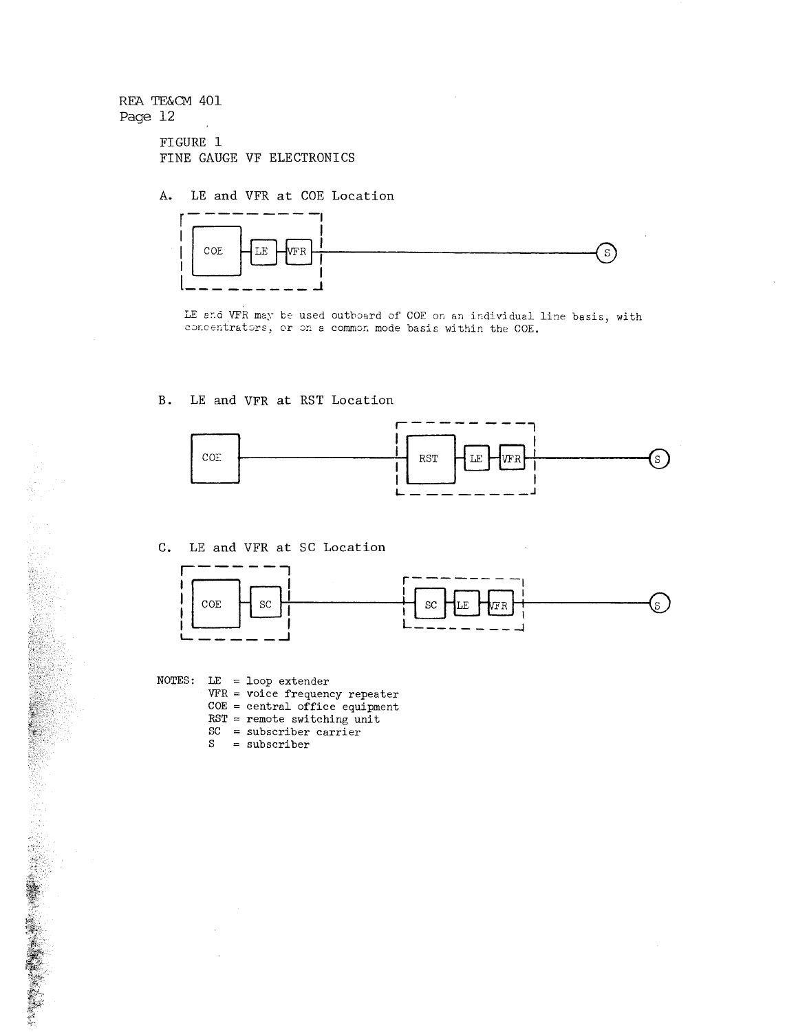FIGURE 1
FINE GAUGE VF ELECTRONICS

A. LE and VFR at COE Location

LE and VFR may be used outboard of COE on an individual line basis, with concentrators, or on a common mode basis within the COE.

B. LE and VFR at RST Location

C. LE and VFR at SC Location

NOTES:
- LE = loop extender
- VFR = voice frequency repeater
- COE = central office equipment
- RST = remote switching unit
- SC = subscriber carrier
- S = subscriber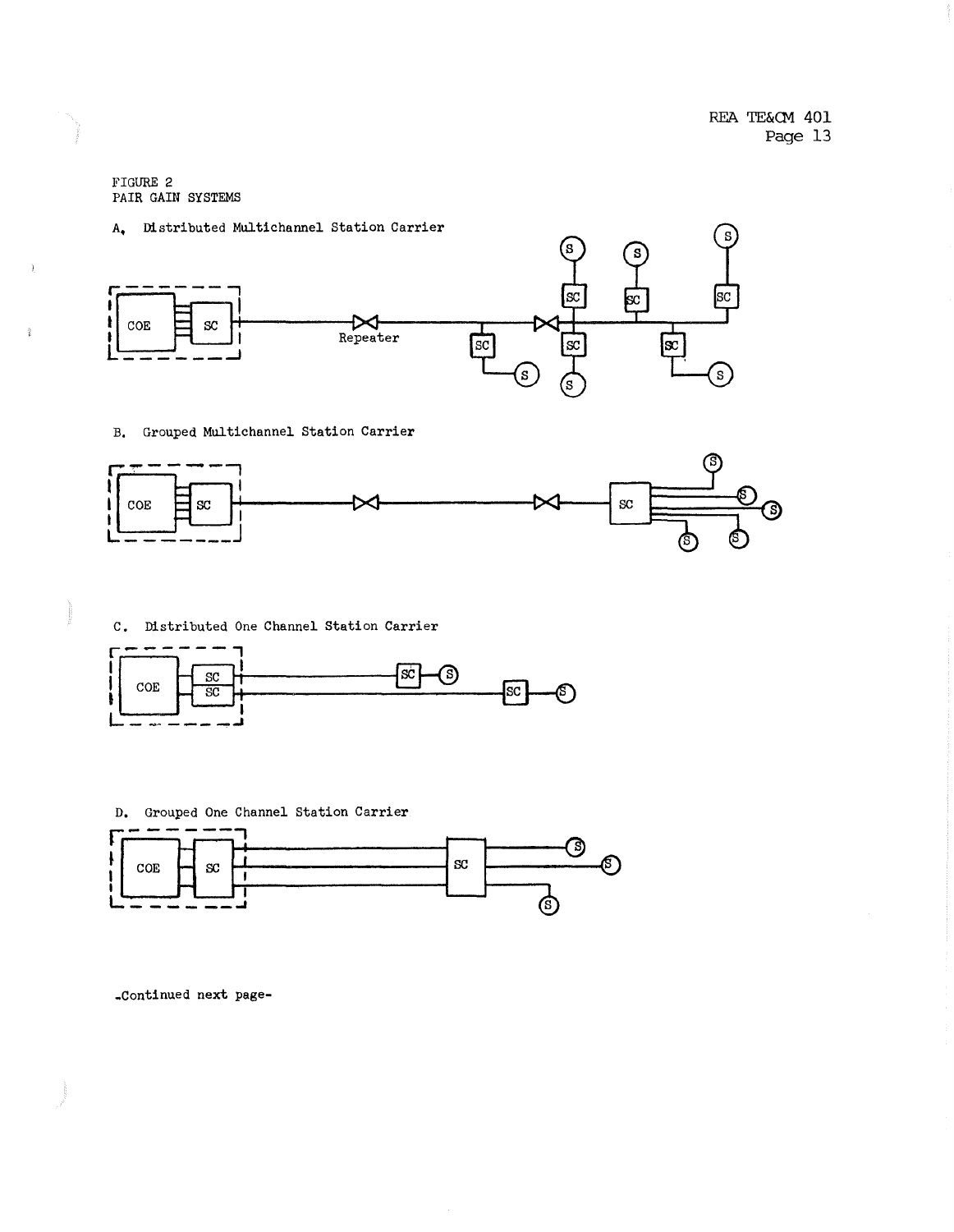FIGURE 2
PAIR GAIN SYSTEMS

A. Distributed Multichannel Station Carrier

B. Grouped Multichannel Station Carrier

C. Distributed One Channel Station Carrier

D. Grouped One Channel Station Carrier

-Continued next page-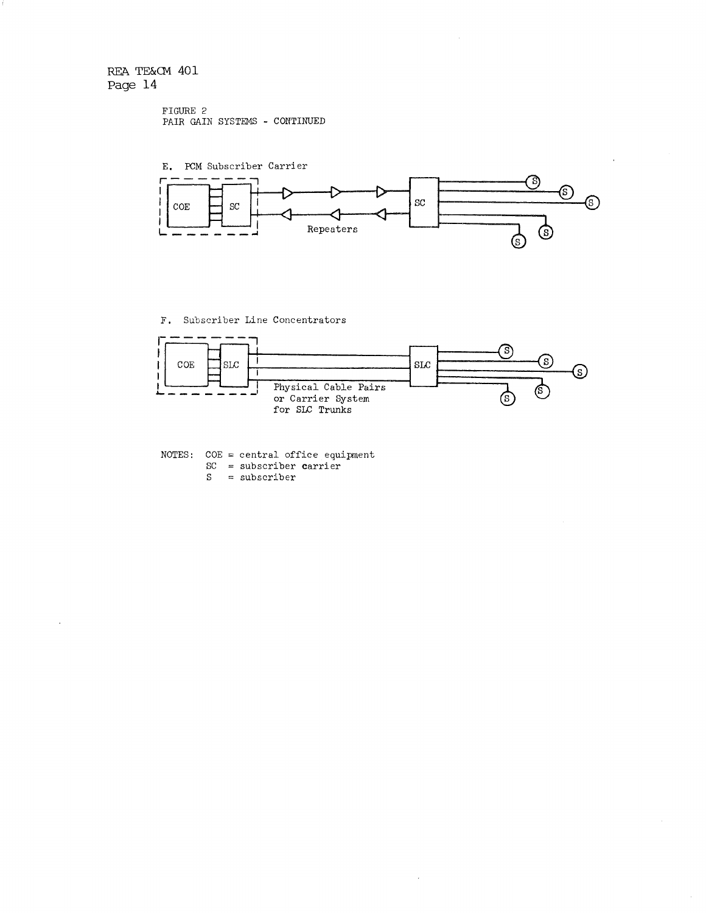FIGURE 2
PAIR GAIN SYSTEMS - CONTINUED

E. PCM Subscriber Carrier

COE SC SC S S S S S

Repeaters

F. Subscriber Line Concentrators

COE SLC SLC S S S S S

Physical Cable Pairs
or Carrier System
for SLC Trunks

NOTES: COE = central office equipment
SC = subscriber carrier
S = subscriber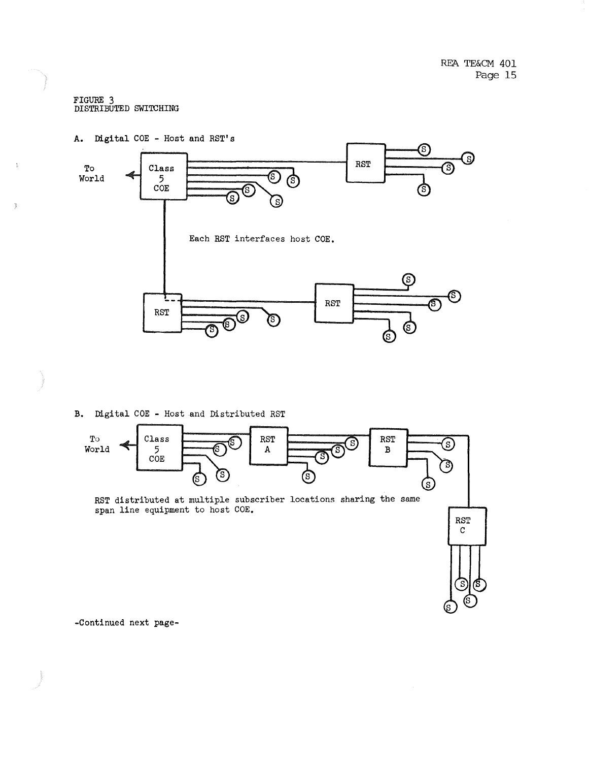FIGURE 3
DISTRIBUTED SWITCHING

A. Digital COE - Host and RST's

To World

Class 5 COE

RST

Each RST interfaces host COE.

RST

RST

B. Digital COE - Host and Distributed RST

To World

Class 5 COE

RST A

RST B

RST C

RST distributed at multiple subscriber locations sharing the same span line equipment to host COE.

-Continued next page-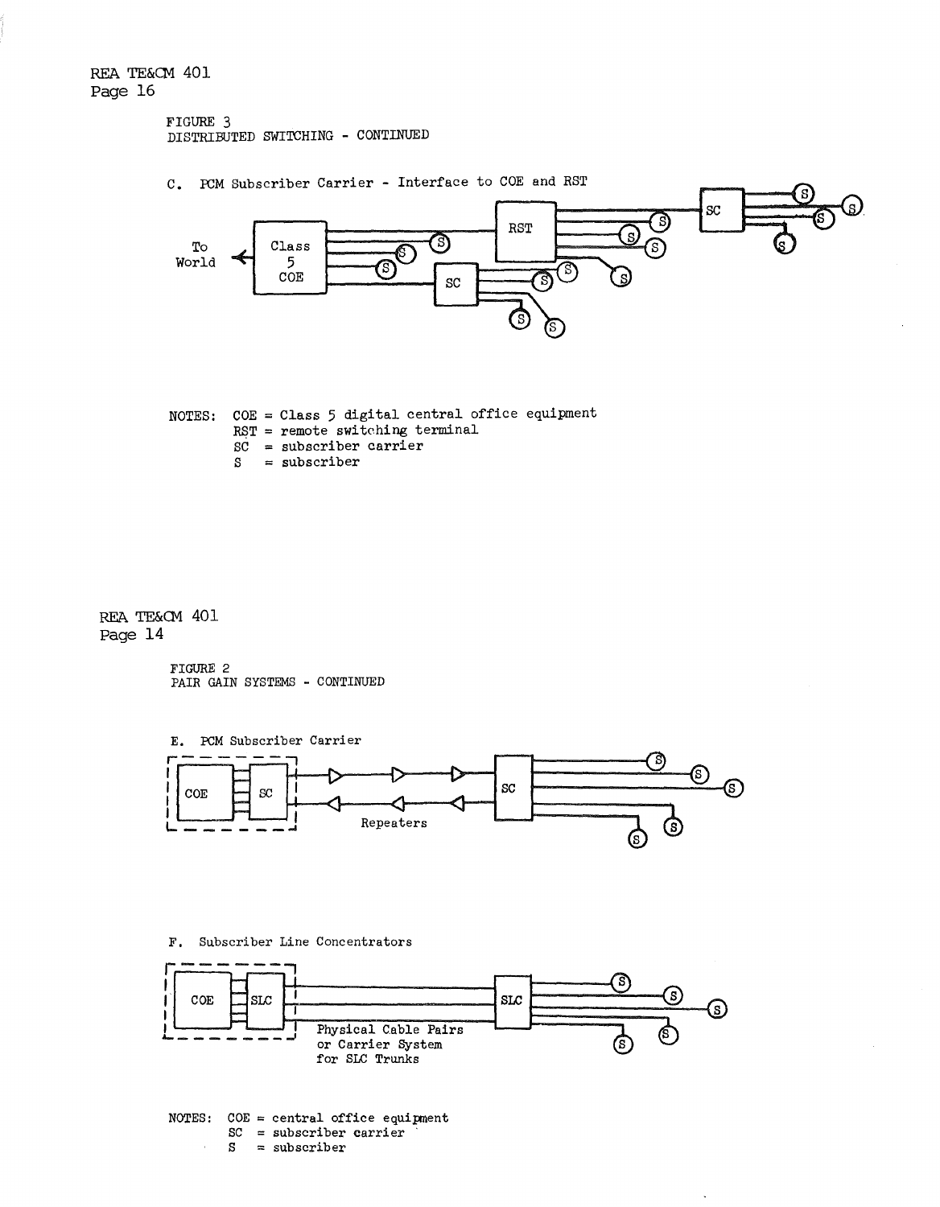FIGURE 3
DISTRIBUTED SWITCHING - CONTINUED

C. PCM Subscriber Carrier - Interface to COE and RST

To World

Class 5 COE

RST

SC

SC

S

NOTES: COE = Class 5 digital central office equipment
RST = remote switching terminal
SC = subscriber carrier
S = subscriber

FIGURE 2
PAIR GAIN SYSTEMS - CONTINUED

E. PCM Subscriber Carrier

COE

SC

Repeaters

SC

S

F. Subscriber Line Concentrators

COE

SLC

Physical Cable Pairs or Carrier System for SLC Trunks

SLC

S

NOTES: COE = central office equipment
SC = subscriber carrier
S = subscriber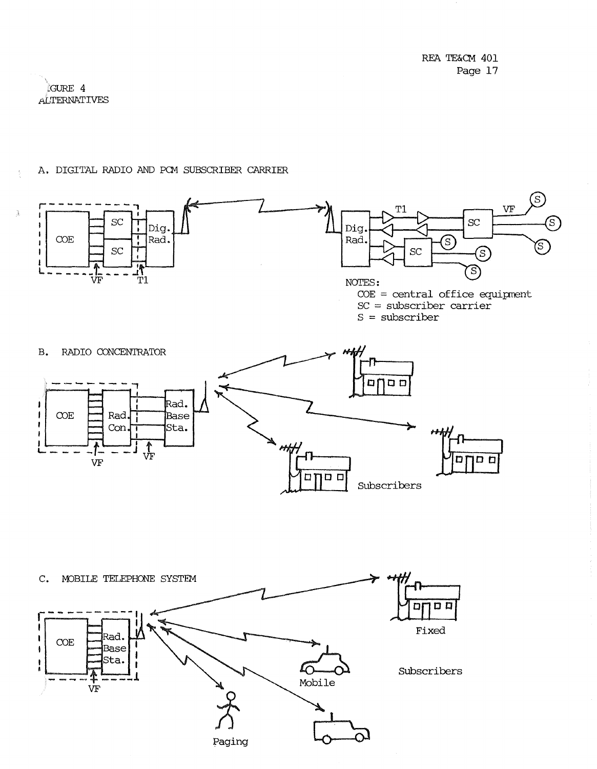FIGURE 4
ALTERNATIVES

A. DIGITAL RADIO AND PCM SUBSCRIBER CARRIER

COE
SC
SC
Dig. Rad.
VF
T1
Dig. Rad.
T1
SC
VF
SC
S

NOTES:
COE = central office equipment
SC = subscriber carrier
S = subscriber

B. RADIO CONCENTRATOR

COE
Rad. Con.
Rad. Base Sta.
VF
VF
Subscribers

C. MOBILE TELEPHONE SYSTEM

COE
Rad. Base Sta.
VF
Fixed
Mobile
Subscribers
Paging